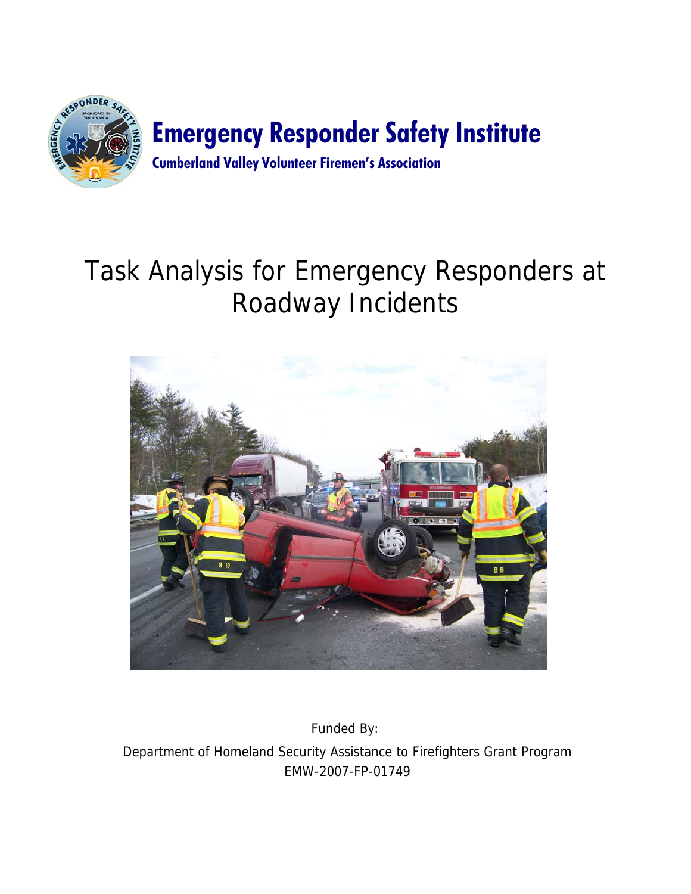**Emergency Responder Safety Institute**

**Cumberland Valley Volunteer Firemen's Association**

# Task Analysis for Emergency Responders at Roadway Incidents

Funded By:

Department of Homeland Security Assistance to Firefighters Grant Program

EMW-2007-FP-01749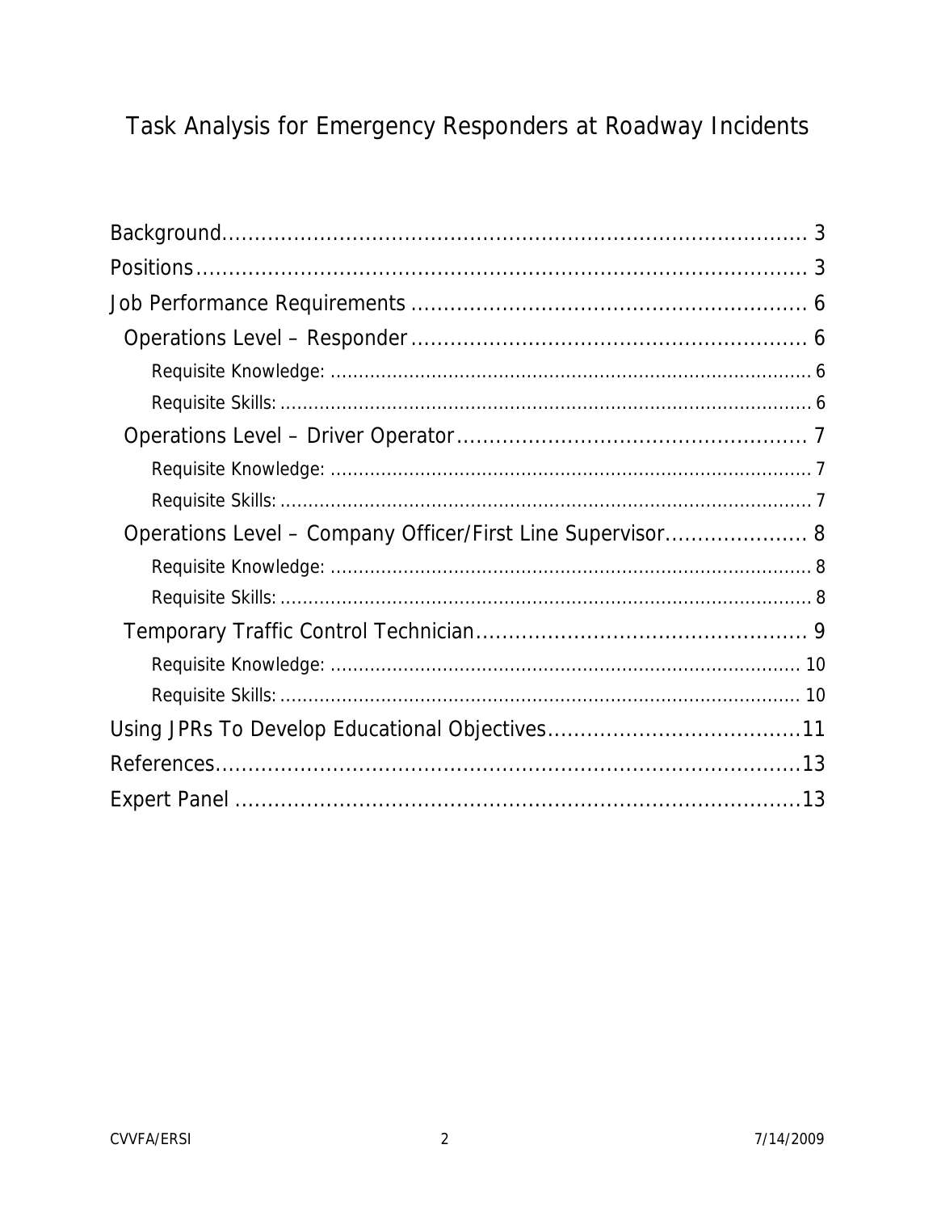# Task Analysis for Emergency Responders at Roadway Incidents

Background........................................................................................ 3
Positions............................................................................................ 3
Job Performance Requirements ............................................................ 6
  Operations Level – Responder ............................................................ 6
    Requisite Knowledge: ........................................................................ 6
    Requisite Skills: ................................................................................ 6
  Operations Level – Driver Operator ..................................................... 7
    Requisite Knowledge: ........................................................................ 7
    Requisite Skills: ................................................................................ 7
  Operations Level – Company Officer/First Line Supervisor..................... 8
    Requisite Knowledge: ........................................................................ 8
    Requisite Skills: ................................................................................ 8
  Temporary Traffic Control Technician.................................................. 9
    Requisite Knowledge: ...................................................................... 10
    Requisite Skills: .............................................................................. 10
Using JPRs To Develop Educational Objectives......................................11
References.........................................................................................13
Expert Panel .......................................................................................13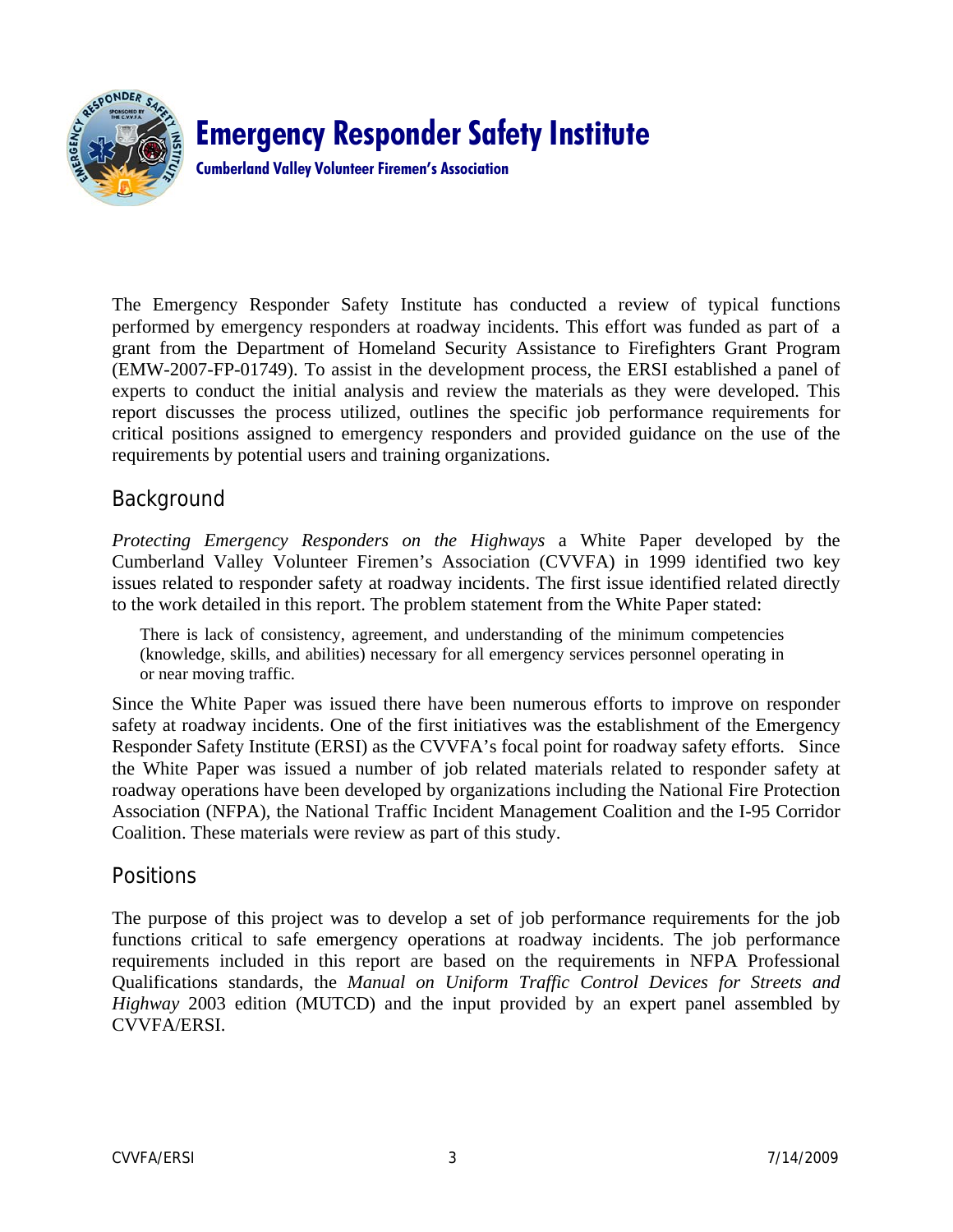# Emergency Responder Safety Institute

**Cumberland Valley Volunteer Firemen's Association**

The Emergency Responder Safety Institute has conducted a review of typical functions performed by emergency responders at roadway incidents. This effort was funded as part of a grant from the Department of Homeland Security Assistance to Firefighters Grant Program (EMW-2007-FP-01749). To assist in the development process, the ERSI established a panel of experts to conduct the initial analysis and review the materials as they were developed. This report discusses the process utilized, outlines the specific job performance requirements for critical positions assigned to emergency responders and provided guidance on the use of the requirements by potential users and training organizations.

## Background

*Protecting Emergency Responders on the Highways* a White Paper developed by the Cumberland Valley Volunteer Firemen's Association (CVVFA) in 1999 identified two key issues related to responder safety at roadway incidents. The first issue identified related directly to the work detailed in this report. The problem statement from the White Paper stated:

> There is lack of consistency, agreement, and understanding of the minimum competencies (knowledge, skills, and abilities) necessary for all emergency services personnel operating in or near moving traffic.

Since the White Paper was issued there have been numerous efforts to improve on responder safety at roadway incidents. One of the first initiatives was the establishment of the Emergency Responder Safety Institute (ERSI) as the CVVFA's focal point for roadway safety efforts. Since the White Paper was issued a number of job related materials related to responder safety at roadway operations have been developed by organizations including the National Fire Protection Association (NFPA), the National Traffic Incident Management Coalition and the I-95 Corridor Coalition. These materials were review as part of this study.

## Positions

The purpose of this project was to develop a set of job performance requirements for the job functions critical to safe emergency operations at roadway incidents. The job performance requirements included in this report are based on the requirements in NFPA Professional Qualifications standards, the *Manual on Uniform Traffic Control Devices for Streets and Highway* 2003 edition (MUTCD) and the input provided by an expert panel assembled by CVVFA/ERSI.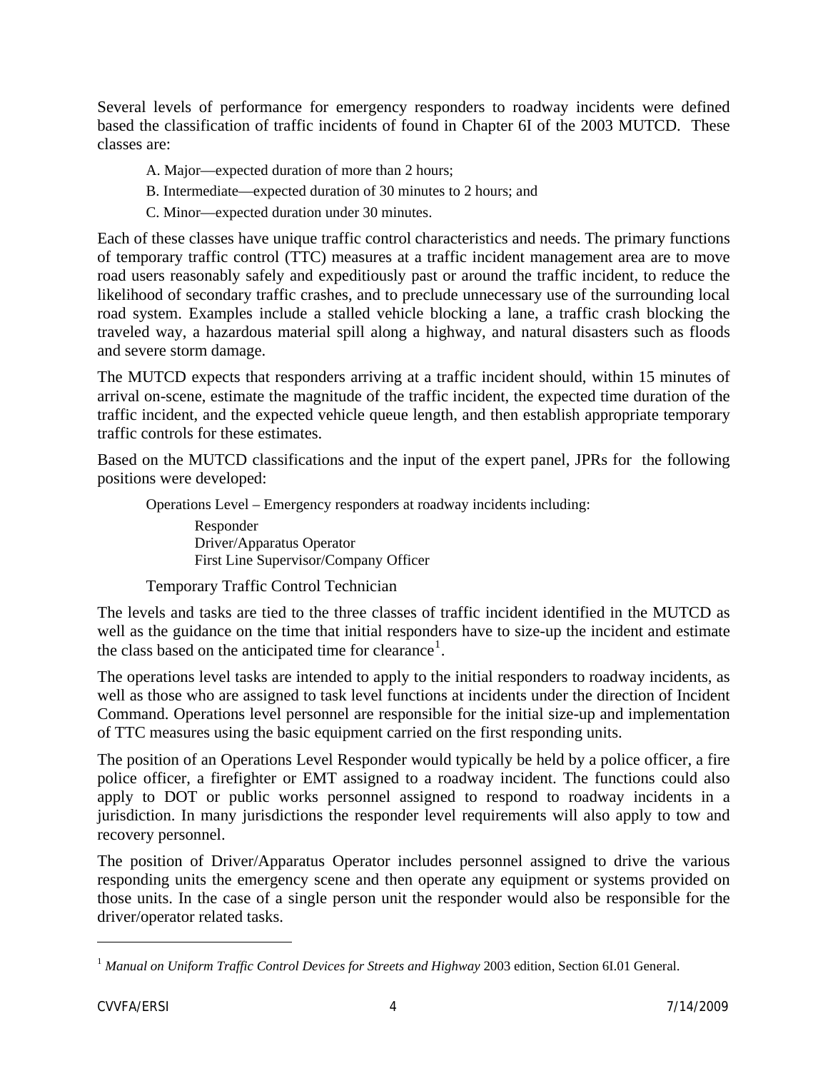Several levels of performance for emergency responders to roadway incidents were defined based the classification of traffic incidents of found in Chapter 6I of the 2003 MUTCD. These classes are:

A. Major—expected duration of more than 2 hours;

B. Intermediate—expected duration of 30 minutes to 2 hours; and

C. Minor—expected duration under 30 minutes.

Each of these classes have unique traffic control characteristics and needs. The primary functions of temporary traffic control (TTC) measures at a traffic incident management area are to move road users reasonably safely and expeditiously past or around the traffic incident, to reduce the likelihood of secondary traffic crashes, and to preclude unnecessary use of the surrounding local road system. Examples include a stalled vehicle blocking a lane, a traffic crash blocking the traveled way, a hazardous material spill along a highway, and natural disasters such as floods and severe storm damage.

The MUTCD expects that responders arriving at a traffic incident should, within 15 minutes of arrival on-scene, estimate the magnitude of the traffic incident, the expected time duration of the traffic incident, and the expected vehicle queue length, and then establish appropriate temporary traffic controls for these estimates.

Based on the MUTCD classifications and the input of the expert panel, JPRs for the following positions were developed:

Operations Level – Emergency responders at roadway incidents including:

- Responder
- Driver/Apparatus Operator
- First Line Supervisor/Company Officer

Temporary Traffic Control Technician

The levels and tasks are tied to the three classes of traffic incident identified in the MUTCD as well as the guidance on the time that initial responders have to size-up the incident and estimate the class based on the anticipated time for clearance[1].

The operations level tasks are intended to apply to the initial responders to roadway incidents, as well as those who are assigned to task level functions at incidents under the direction of Incident Command. Operations level personnel are responsible for the initial size-up and implementation of TTC measures using the basic equipment carried on the first responding units.

The position of an Operations Level Responder would typically be held by a police officer, a fire police officer, a firefighter or EMT assigned to a roadway incident. The functions could also apply to DOT or public works personnel assigned to respond to roadway incidents in a jurisdiction. In many jurisdictions the responder level requirements will also apply to tow and recovery personnel.

The position of Driver/Apparatus Operator includes personnel assigned to drive the various responding units the emergency scene and then operate any equipment or systems provided on those units. In the case of a single person unit the responder would also be responsible for the driver/operator related tasks.

---

[1] *Manual on Uniform Traffic Control Devices for Streets and Highway* 2003 edition, Section 6I.01 General.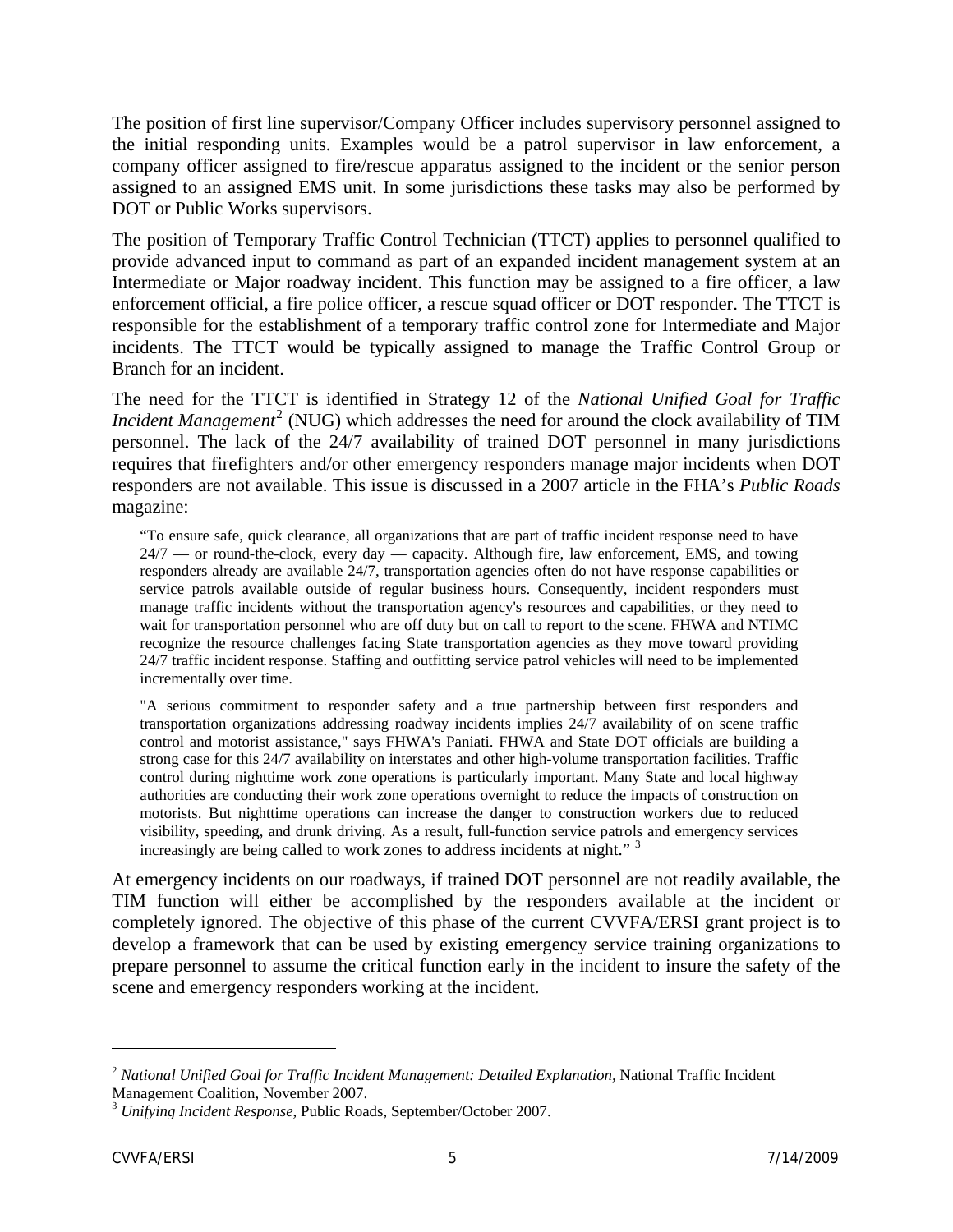The position of first line supervisor/Company Officer includes supervisory personnel assigned to the initial responding units. Examples would be a patrol supervisor in law enforcement, a company officer assigned to fire/rescue apparatus assigned to the incident or the senior person assigned to an assigned EMS unit. In some jurisdictions these tasks may also be performed by DOT or Public Works supervisors.

The position of Temporary Traffic Control Technician (TTCT) applies to personnel qualified to provide advanced input to command as part of an expanded incident management system at an Intermediate or Major roadway incident. This function may be assigned to a fire officer, a law enforcement official, a fire police officer, a rescue squad officer or DOT responder. The TTCT is responsible for the establishment of a temporary traffic control zone for Intermediate and Major incidents. The TTCT would be typically assigned to manage the Traffic Control Group or Branch for an incident.

The need for the TTCT is identified in Strategy 12 of the *National Unified Goal for Traffic Incident Management*[2] (NUG) which addresses the need for around the clock availability of TIM personnel. The lack of the 24/7 availability of trained DOT personnel in many jurisdictions requires that firefighters and/or other emergency responders manage major incidents when DOT responders are not available. This issue is discussed in a 2007 article in the FHA's *Public Roads* magazine:

> "To ensure safe, quick clearance, all organizations that are part of traffic incident response need to have 24/7 — or round-the-clock, every day — capacity. Although fire, law enforcement, EMS, and towing responders already are available 24/7, transportation agencies often do not have response capabilities or service patrols available outside of regular business hours. Consequently, incident responders must manage traffic incidents without the transportation agency's resources and capabilities, or they need to wait for transportation personnel who are off duty but on call to report to the scene. FHWA and NTIMC recognize the resource challenges facing State transportation agencies as they move toward providing 24/7 traffic incident response. Staffing and outfitting service patrol vehicles will need to be implemented incrementally over time.
>
> "A serious commitment to responder safety and a true partnership between first responders and transportation organizations addressing roadway incidents implies 24/7 availability of on scene traffic control and motorist assistance," says FHWA's Paniati. FHWA and State DOT officials are building a strong case for this 24/7 availability on interstates and other high-volume transportation facilities. Traffic control during nighttime work zone operations is particularly important. Many State and local highway authorities are conducting their work zone operations overnight to reduce the impacts of construction on motorists. But nighttime operations can increase the danger to construction workers due to reduced visibility, speeding, and drunk driving. As a result, full-function service patrols and emergency services increasingly are being called to work zones to address incidents at night." [3]

At emergency incidents on our roadways, if trained DOT personnel are not readily available, the TIM function will either be accomplished by the responders available at the incident or completely ignored. The objective of this phase of the current CVVFA/ERSI grant project is to develop a framework that can be used by existing emergency service training organizations to prepare personnel to assume the critical function early in the incident to insure the safety of the scene and emergency responders working at the incident.

---

[2] *National Unified Goal for Traffic Incident Management: Detailed Explanation*, National Traffic Incident Management Coalition, November 2007.

[3] *Unifying Incident Response*, Public Roads, September/October 2007.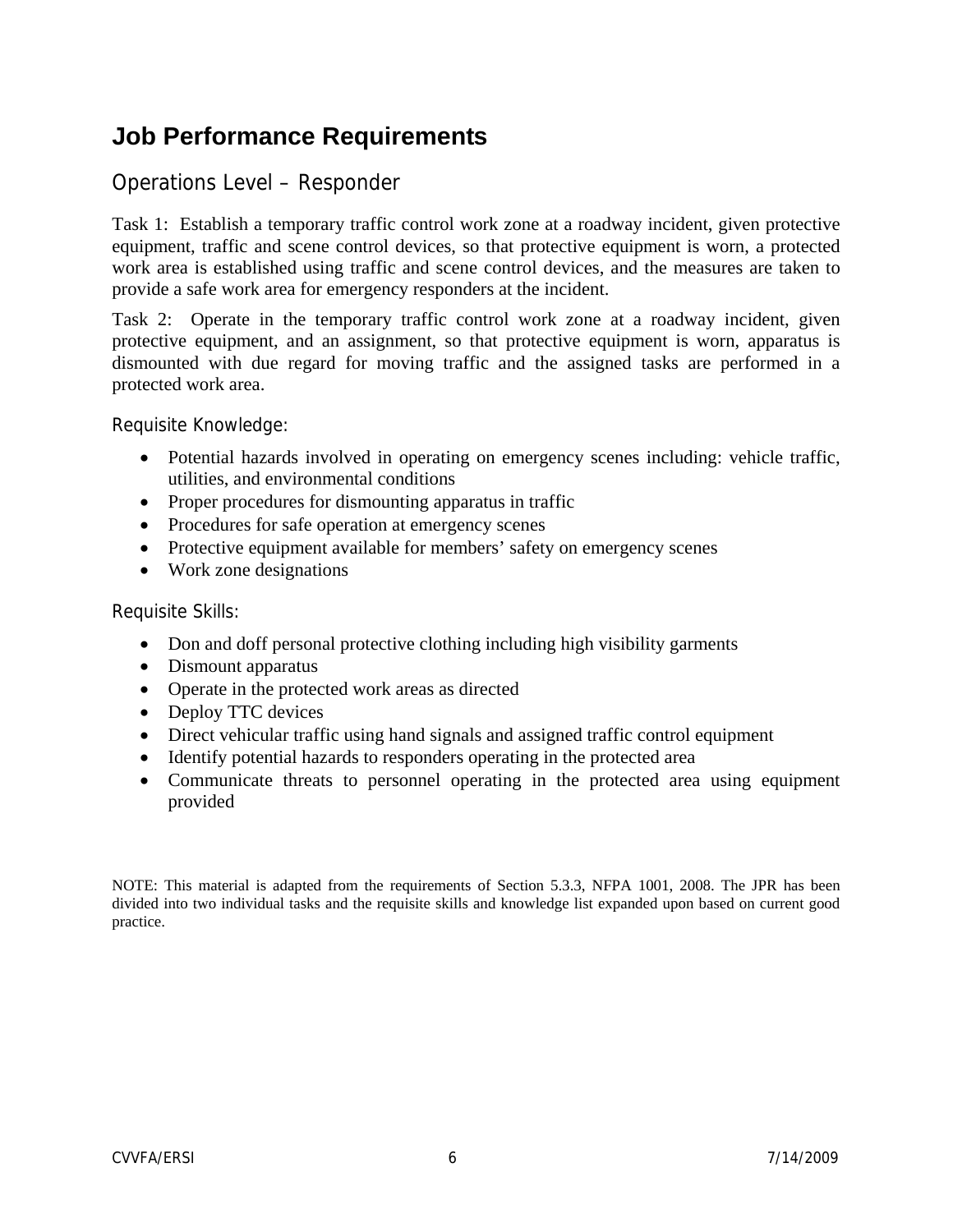## Job Performance Requirements

### Operations Level – Responder

Task 1: Establish a temporary traffic control work zone at a roadway incident, given protective equipment, traffic and scene control devices, so that protective equipment is worn, a protected work area is established using traffic and scene control devices, and the measures are taken to provide a safe work area for emergency responders at the incident.

Task 2: Operate in the temporary traffic control work zone at a roadway incident, given protective equipment, and an assignment, so that protective equipment is worn, apparatus is dismounted with due regard for moving traffic and the assigned tasks are performed in a protected work area.

Requisite Knowledge:

- Potential hazards involved in operating on emergency scenes including: vehicle traffic, utilities, and environmental conditions
- Proper procedures for dismounting apparatus in traffic
- Procedures for safe operation at emergency scenes
- Protective equipment available for members' safety on emergency scenes
- Work zone designations

Requisite Skills:

- Don and doff personal protective clothing including high visibility garments
- Dismount apparatus
- Operate in the protected work areas as directed
- Deploy TTC devices
- Direct vehicular traffic using hand signals and assigned traffic control equipment
- Identify potential hazards to responders operating in the protected area
- Communicate threats to personnel operating in the protected area using equipment provided

NOTE: This material is adapted from the requirements of Section 5.3.3, NFPA 1001, 2008. The JPR has been divided into two individual tasks and the requisite skills and knowledge list expanded upon based on current good practice.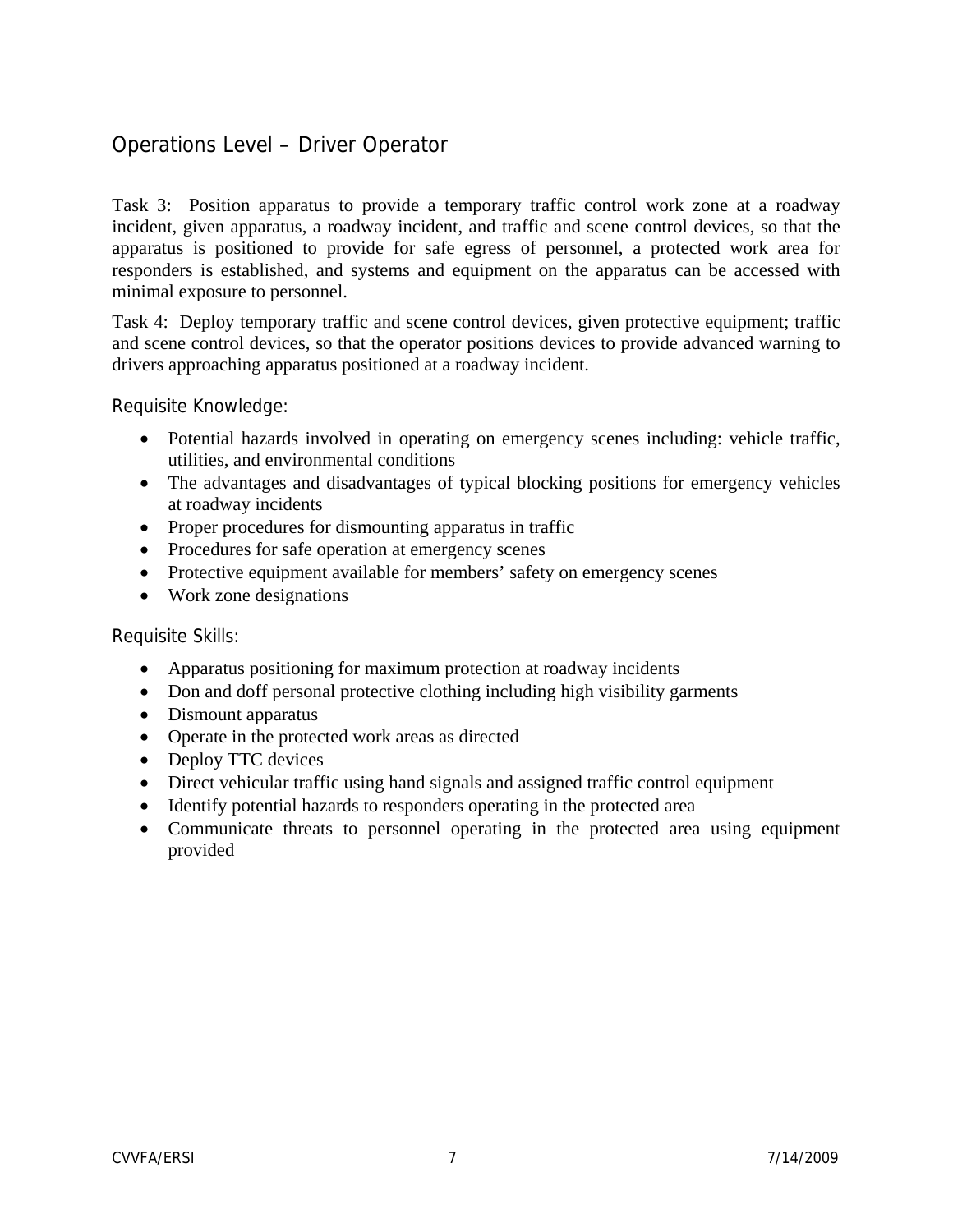## Operations Level – Driver Operator

Task 3: Position apparatus to provide a temporary traffic control work zone at a roadway incident, given apparatus, a roadway incident, and traffic and scene control devices, so that the apparatus is positioned to provide for safe egress of personnel, a protected work area for responders is established, and systems and equipment on the apparatus can be accessed with minimal exposure to personnel.

Task 4: Deploy temporary traffic and scene control devices, given protective equipment; traffic and scene control devices, so that the operator positions devices to provide advanced warning to drivers approaching apparatus positioned at a roadway incident.

### Requisite Knowledge:

- Potential hazards involved in operating on emergency scenes including: vehicle traffic, utilities, and environmental conditions
- The advantages and disadvantages of typical blocking positions for emergency vehicles at roadway incidents
- Proper procedures for dismounting apparatus in traffic
- Procedures for safe operation at emergency scenes
- Protective equipment available for members' safety on emergency scenes
- Work zone designations

### Requisite Skills:

- Apparatus positioning for maximum protection at roadway incidents
- Don and doff personal protective clothing including high visibility garments
- Dismount apparatus
- Operate in the protected work areas as directed
- Deploy TTC devices
- Direct vehicular traffic using hand signals and assigned traffic control equipment
- Identify potential hazards to responders operating in the protected area
- Communicate threats to personnel operating in the protected area using equipment provided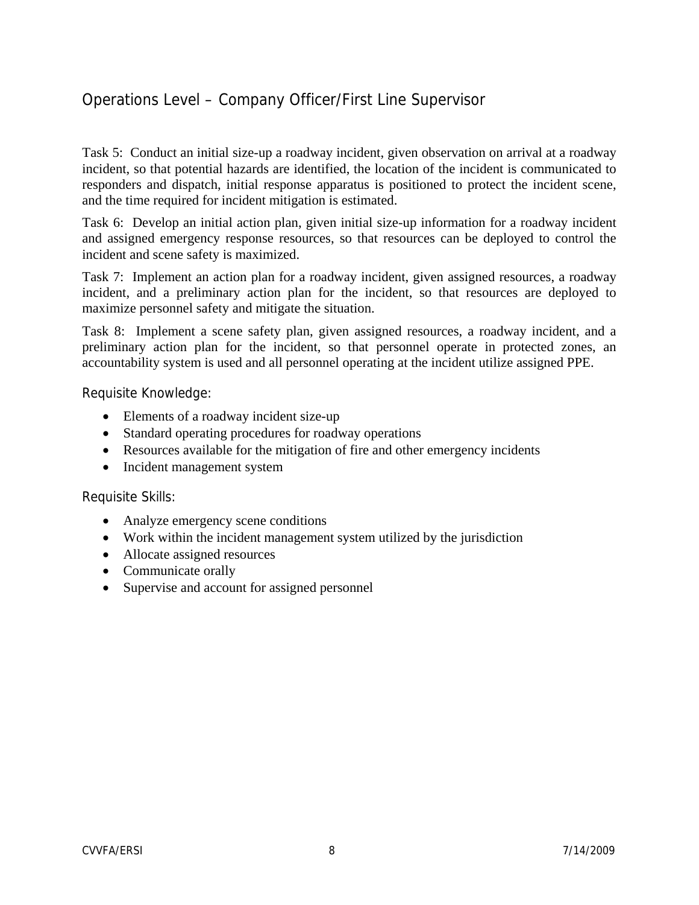## Operations Level – Company Officer/First Line Supervisor

Task 5: Conduct an initial size-up a roadway incident, given observation on arrival at a roadway incident, so that potential hazards are identified, the location of the incident is communicated to responders and dispatch, initial response apparatus is positioned to protect the incident scene, and the time required for incident mitigation is estimated.

Task 6: Develop an initial action plan, given initial size-up information for a roadway incident and assigned emergency response resources, so that resources can be deployed to control the incident and scene safety is maximized.

Task 7: Implement an action plan for a roadway incident, given assigned resources, a roadway incident, and a preliminary action plan for the incident, so that resources are deployed to maximize personnel safety and mitigate the situation.

Task 8: Implement a scene safety plan, given assigned resources, a roadway incident, and a preliminary action plan for the incident, so that personnel operate in protected zones, an accountability system is used and all personnel operating at the incident utilize assigned PPE.

### Requisite Knowledge:

- Elements of a roadway incident size-up
- Standard operating procedures for roadway operations
- Resources available for the mitigation of fire and other emergency incidents
- Incident management system

### Requisite Skills:

- Analyze emergency scene conditions
- Work within the incident management system utilized by the jurisdiction
- Allocate assigned resources
- Communicate orally
- Supervise and account for assigned personnel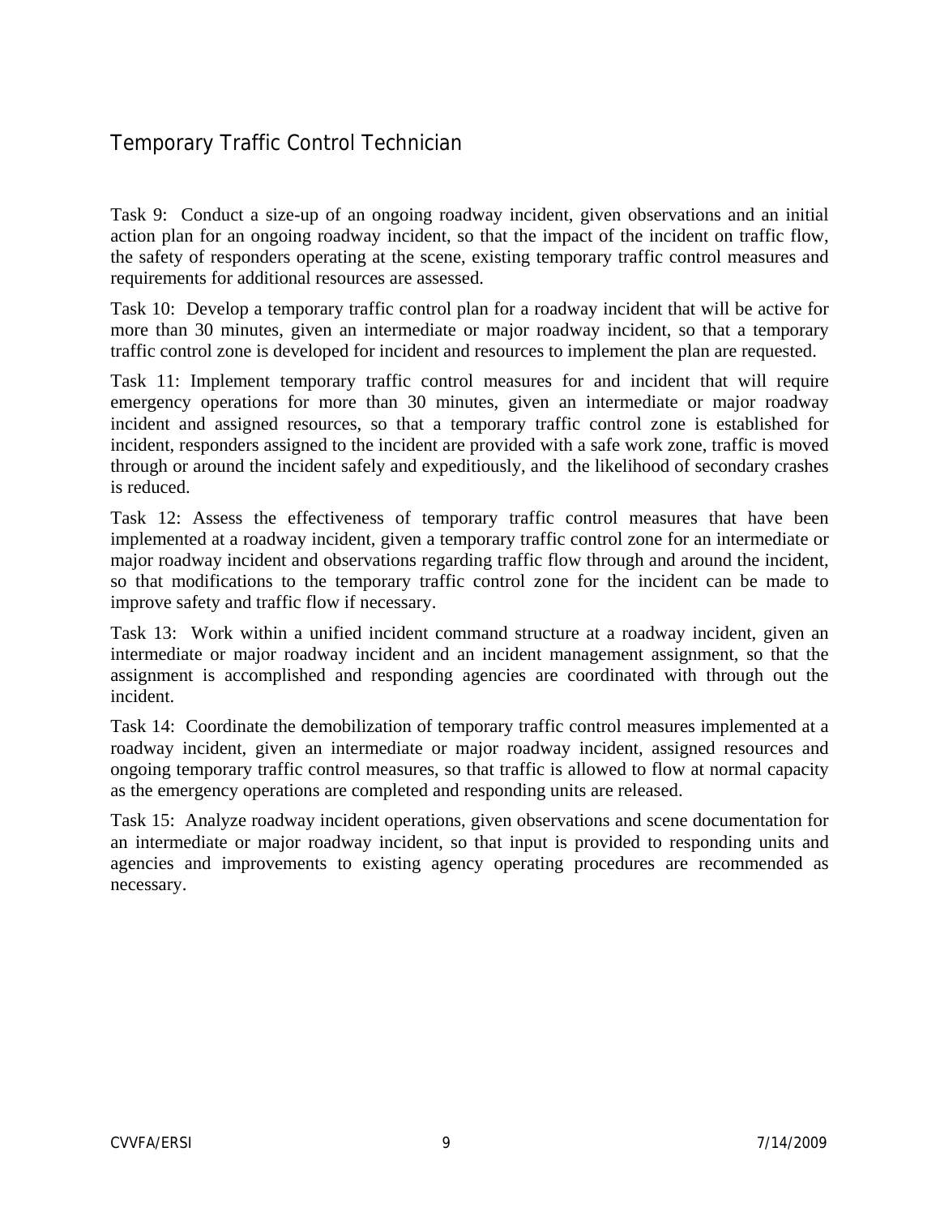## Temporary Traffic Control Technician

Task 9: Conduct a size-up of an ongoing roadway incident, given observations and an initial action plan for an ongoing roadway incident, so that the impact of the incident on traffic flow, the safety of responders operating at the scene, existing temporary traffic control measures and requirements for additional resources are assessed.

Task 10: Develop a temporary traffic control plan for a roadway incident that will be active for more than 30 minutes, given an intermediate or major roadway incident, so that a temporary traffic control zone is developed for incident and resources to implement the plan are requested.

Task 11: Implement temporary traffic control measures for and incident that will require emergency operations for more than 30 minutes, given an intermediate or major roadway incident and assigned resources, so that a temporary traffic control zone is established for incident, responders assigned to the incident are provided with a safe work zone, traffic is moved through or around the incident safely and expeditiously, and the likelihood of secondary crashes is reduced.

Task 12: Assess the effectiveness of temporary traffic control measures that have been implemented at a roadway incident, given a temporary traffic control zone for an intermediate or major roadway incident and observations regarding traffic flow through and around the incident, so that modifications to the temporary traffic control zone for the incident can be made to improve safety and traffic flow if necessary.

Task 13: Work within a unified incident command structure at a roadway incident, given an intermediate or major roadway incident and an incident management assignment, so that the assignment is accomplished and responding agencies are coordinated with through out the incident.

Task 14: Coordinate the demobilization of temporary traffic control measures implemented at a roadway incident, given an intermediate or major roadway incident, assigned resources and ongoing temporary traffic control measures, so that traffic is allowed to flow at normal capacity as the emergency operations are completed and responding units are released.

Task 15: Analyze roadway incident operations, given observations and scene documentation for an intermediate or major roadway incident, so that input is provided to responding units and agencies and improvements to existing agency operating procedures are recommended as necessary.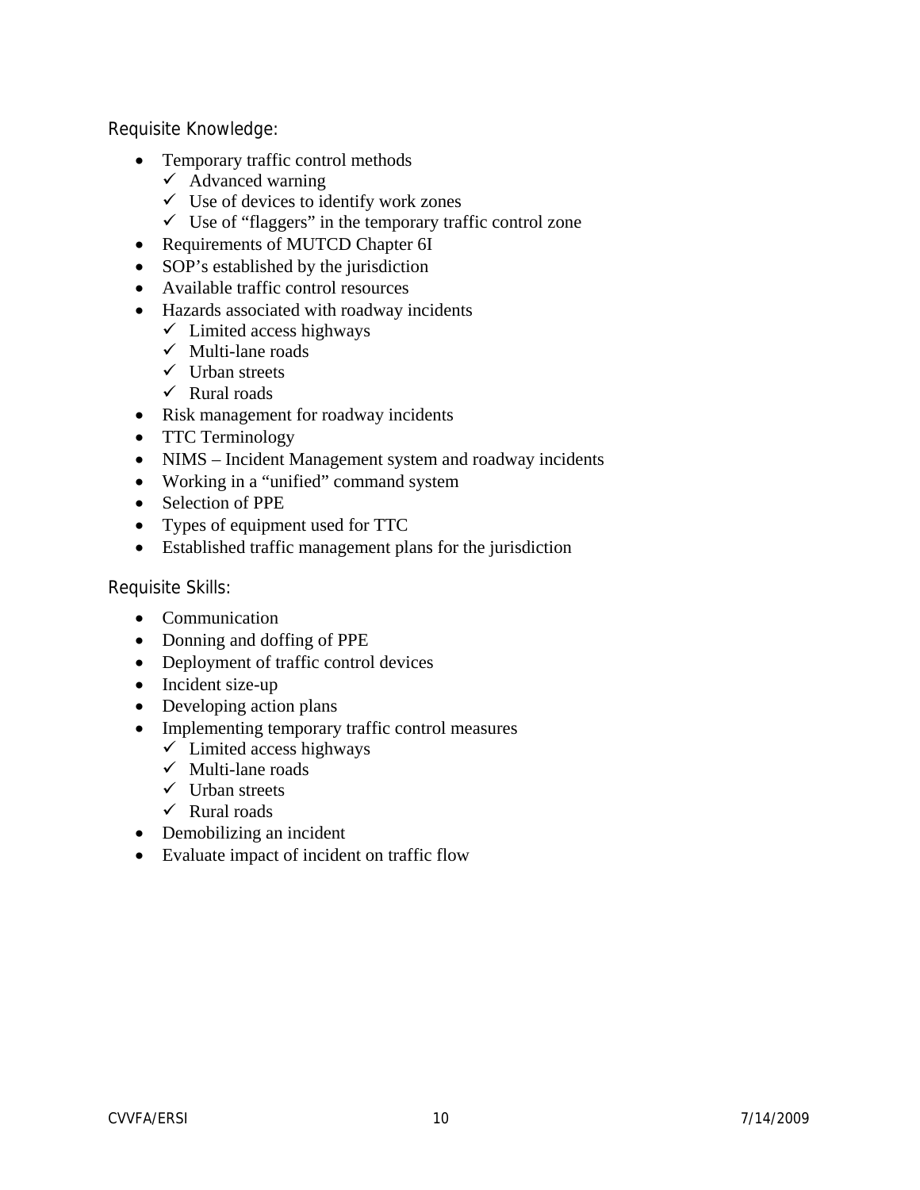Requisite Knowledge:

- Temporary traffic control methods
  - ✓ Advanced warning
  - ✓ Use of devices to identify work zones
  - ✓ Use of "flaggers" in the temporary traffic control zone
- Requirements of MUTCD Chapter 6I
- SOP's established by the jurisdiction
- Available traffic control resources
- Hazards associated with roadway incidents
  - ✓ Limited access highways
  - ✓ Multi-lane roads
  - ✓ Urban streets
  - ✓ Rural roads
- Risk management for roadway incidents
- TTC Terminology
- NIMS – Incident Management system and roadway incidents
- Working in a "unified" command system
- Selection of PPE
- Types of equipment used for TTC
- Established traffic management plans for the jurisdiction

Requisite Skills:

- Communication
- Donning and doffing of PPE
- Deployment of traffic control devices
- Incident size-up
- Developing action plans
- Implementing temporary traffic control measures
  - ✓ Limited access highways
  - ✓ Multi-lane roads
  - ✓ Urban streets
  - ✓ Rural roads
- Demobilizing an incident
- Evaluate impact of incident on traffic flow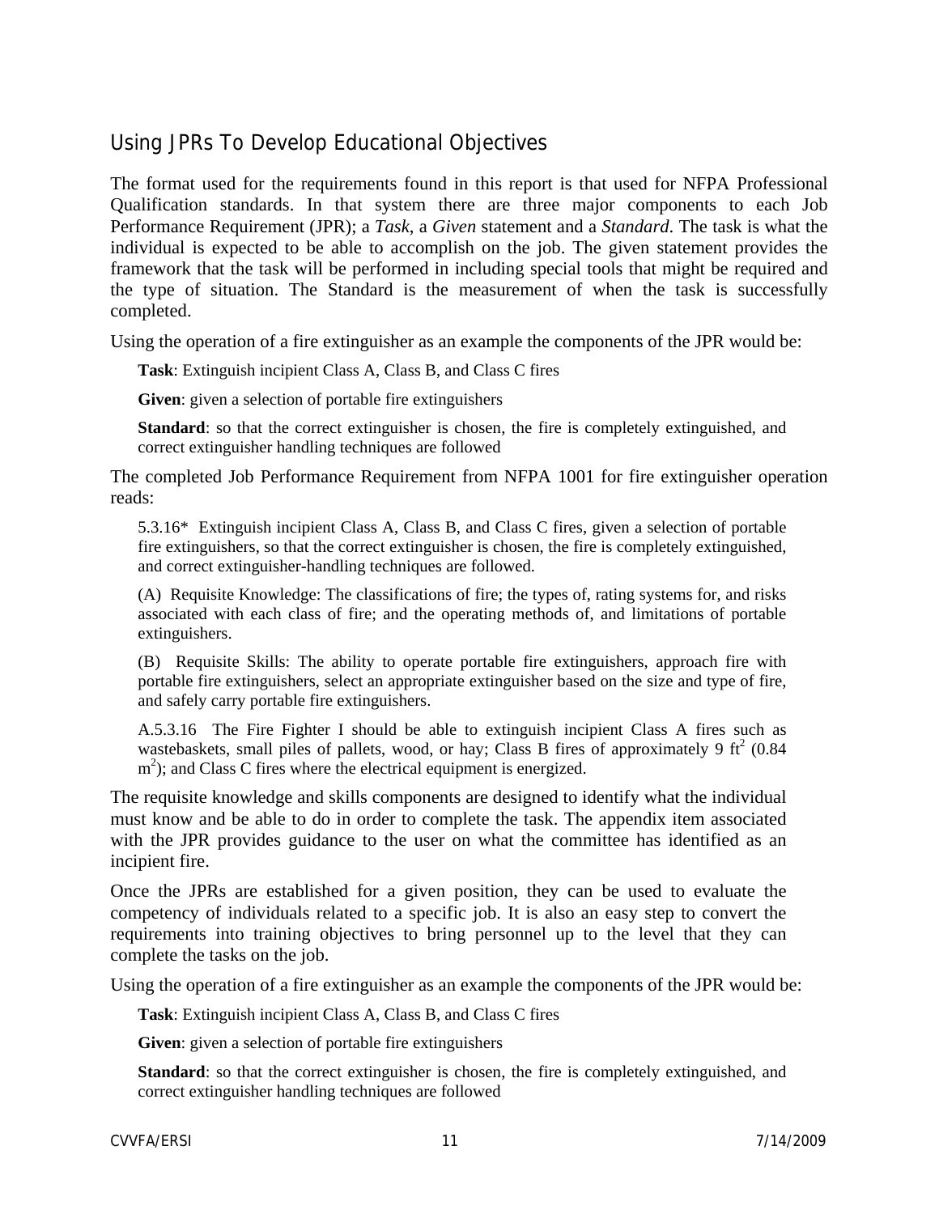## Using JPRs To Develop Educational Objectives

The format used for the requirements found in this report is that used for NFPA Professional Qualification standards. In that system there are three major components to each Job Performance Requirement (JPR); a *Task*, a *Given* statement and a *Standard*. The task is what the individual is expected to be able to accomplish on the job. The given statement provides the framework that the task will be performed in including special tools that might be required and the type of situation. The Standard is the measurement of when the task is successfully completed.

Using the operation of a fire extinguisher as an example the components of the JPR would be:

> **Task**: Extinguish incipient Class A, Class B, and Class C fires
>
> **Given**: given a selection of portable fire extinguishers
>
> **Standard**: so that the correct extinguisher is chosen, the fire is completely extinguished, and correct extinguisher handling techniques are followed

The completed Job Performance Requirement from NFPA 1001 for fire extinguisher operation reads:

> 5.3.16* Extinguish incipient Class A, Class B, and Class C fires, given a selection of portable fire extinguishers, so that the correct extinguisher is chosen, the fire is completely extinguished, and correct extinguisher-handling techniques are followed.
>
> (A) Requisite Knowledge: The classifications of fire; the types of, rating systems for, and risks associated with each class of fire; and the operating methods of, and limitations of portable extinguishers.
>
> (B) Requisite Skills: The ability to operate portable fire extinguishers, approach fire with portable fire extinguishers, select an appropriate extinguisher based on the size and type of fire, and safely carry portable fire extinguishers.
>
> A.5.3.16 The Fire Fighter I should be able to extinguish incipient Class A fires such as wastebaskets, small piles of pallets, wood, or hay; Class B fires of approximately 9 $ft^2$ (0.84 $m^2$); and Class C fires where the electrical equipment is energized.

The requisite knowledge and skills components are designed to identify what the individual must know and be able to do in order to complete the task. The appendix item associated with the JPR provides guidance to the user on what the committee has identified as an incipient fire.

Once the JPRs are established for a given position, they can be used to evaluate the competency of individuals related to a specific job. It is also an easy step to convert the requirements into training objectives to bring personnel up to the level that they can complete the tasks on the job.

Using the operation of a fire extinguisher as an example the components of the JPR would be:

> **Task**: Extinguish incipient Class A, Class B, and Class C fires
>
> **Given**: given a selection of portable fire extinguishers
>
> **Standard**: so that the correct extinguisher is chosen, the fire is completely extinguished, and correct extinguisher handling techniques are followed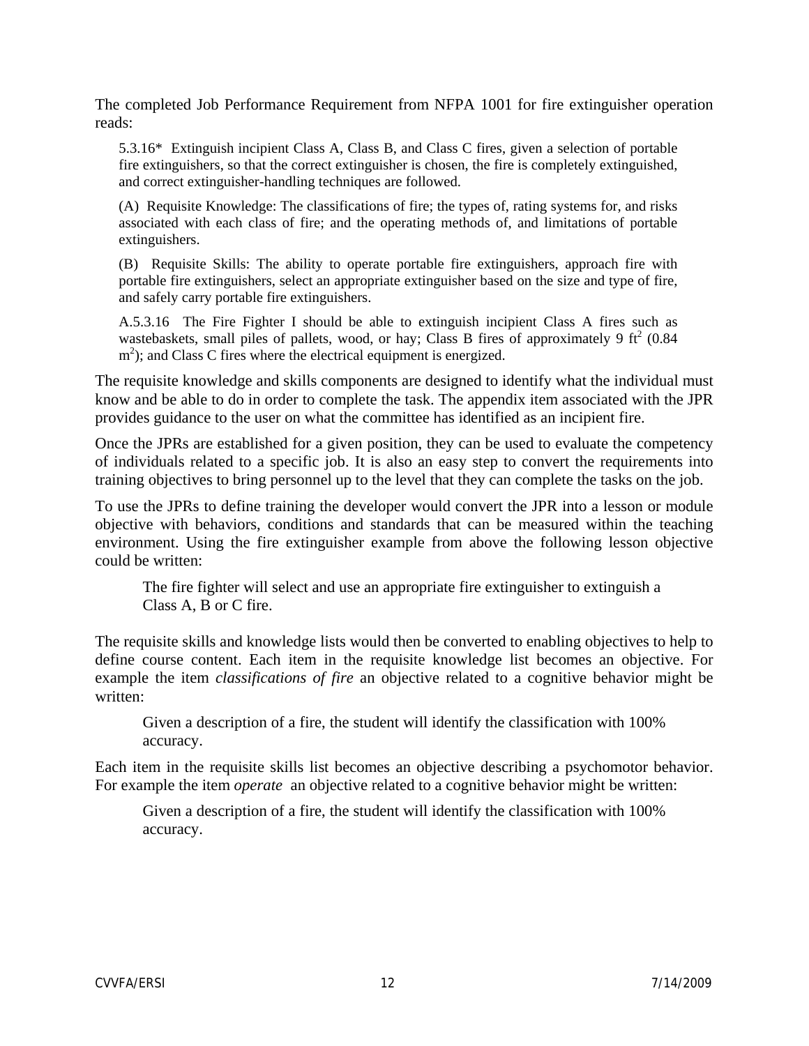The completed Job Performance Requirement from NFPA 1001 for fire extinguisher operation reads:

> 5.3.16* Extinguish incipient Class A, Class B, and Class C fires, given a selection of portable fire extinguishers, so that the correct extinguisher is chosen, the fire is completely extinguished, and correct extinguisher-handling techniques are followed.
>
> (A) Requisite Knowledge: The classifications of fire; the types of, rating systems for, and risks associated with each class of fire; and the operating methods of, and limitations of portable extinguishers.
>
> (B) Requisite Skills: The ability to operate portable fire extinguishers, approach fire with portable fire extinguishers, select an appropriate extinguisher based on the size and type of fire, and safely carry portable fire extinguishers.
>
> A.5.3.16 The Fire Fighter I should be able to extinguish incipient Class A fires such as wastebaskets, small piles of pallets, wood, or hay; Class B fires of approximately 9 $ft^2$ (0.84 $m^2$); and Class C fires where the electrical equipment is energized.

The requisite knowledge and skills components are designed to identify what the individual must know and be able to do in order to complete the task. The appendix item associated with the JPR provides guidance to the user on what the committee has identified as an incipient fire.

Once the JPRs are established for a given position, they can be used to evaluate the competency of individuals related to a specific job. It is also an easy step to convert the requirements into training objectives to bring personnel up to the level that they can complete the tasks on the job.

To use the JPRs to define training the developer would convert the JPR into a lesson or module objective with behaviors, conditions and standards that can be measured within the teaching environment. Using the fire extinguisher example from above the following lesson objective could be written:

> The fire fighter will select and use an appropriate fire extinguisher to extinguish a Class A, B or C fire.

The requisite skills and knowledge lists would then be converted to enabling objectives to help to define course content. Each item in the requisite knowledge list becomes an objective. For example the item *classifications of fire* an objective related to a cognitive behavior might be written:

> Given a description of a fire, the student will identify the classification with 100% accuracy.

Each item in the requisite skills list becomes an objective describing a psychomotor behavior. For example the item *operate* an objective related to a cognitive behavior might be written:

> Given a description of a fire, the student will identify the classification with 100% accuracy.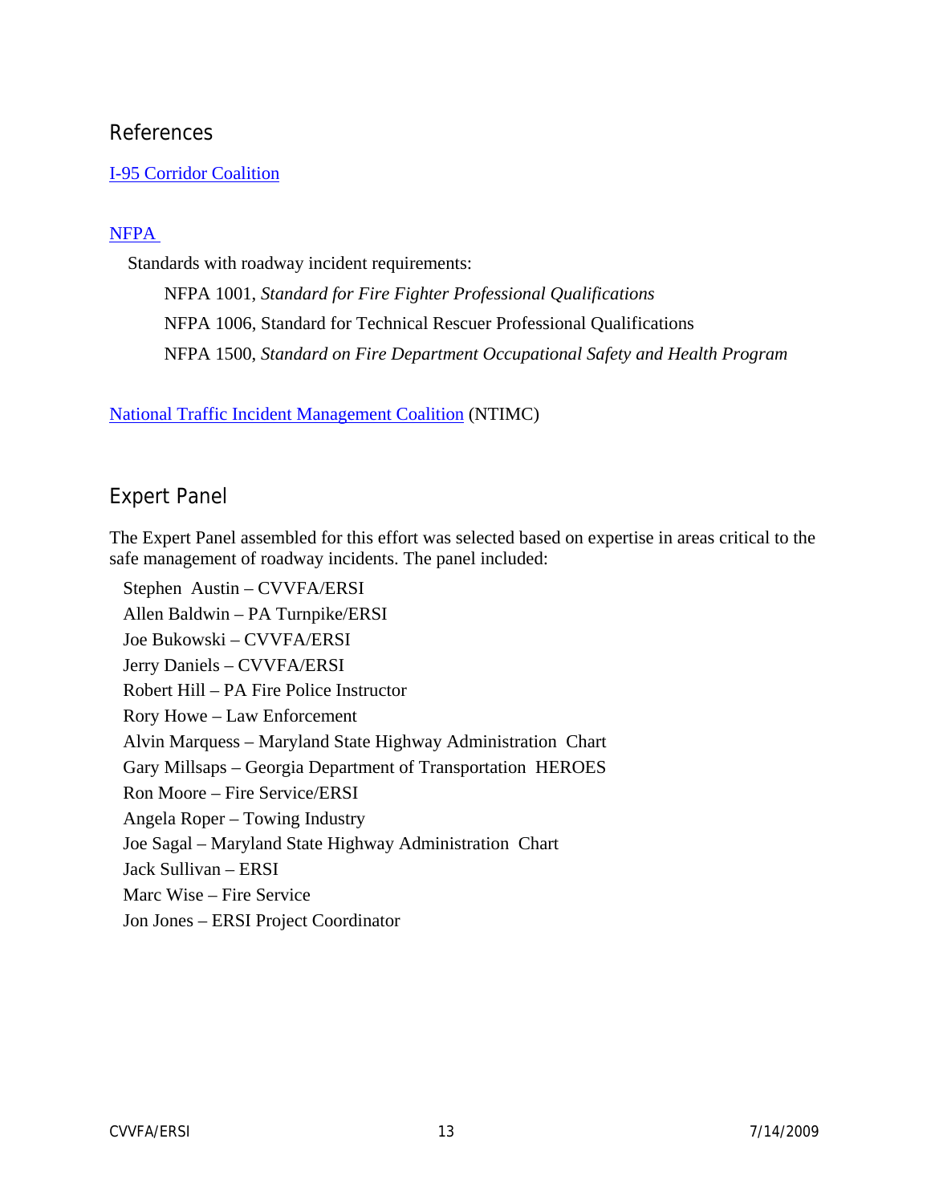## References

I-95 Corridor Coalition

NFPA

Standards with roadway incident requirements:

NFPA 1001, *Standard for Fire Fighter Professional Qualifications*

NFPA 1006, Standard for Technical Rescuer Professional Qualifications

NFPA 1500, *Standard on Fire Department Occupational Safety and Health Program*

National Traffic Incident Management Coalition (NTIMC)

## Expert Panel

The Expert Panel assembled for this effort was selected based on expertise in areas critical to the safe management of roadway incidents. The panel included:

Stephen Austin – CVVFA/ERSI
Allen Baldwin – PA Turnpike/ERSI
Joe Bukowski – CVVFA/ERSI
Jerry Daniels – CVVFA/ERSI
Robert Hill – PA Fire Police Instructor
Rory Howe – Law Enforcement
Alvin Marquess – Maryland State Highway Administration Chart
Gary Millsaps – Georgia Department of Transportation HEROES
Ron Moore – Fire Service/ERSI
Angela Roper – Towing Industry
Joe Sagal – Maryland State Highway Administration Chart
Jack Sullivan – ERSI
Marc Wise – Fire Service
Jon Jones – ERSI Project Coordinator